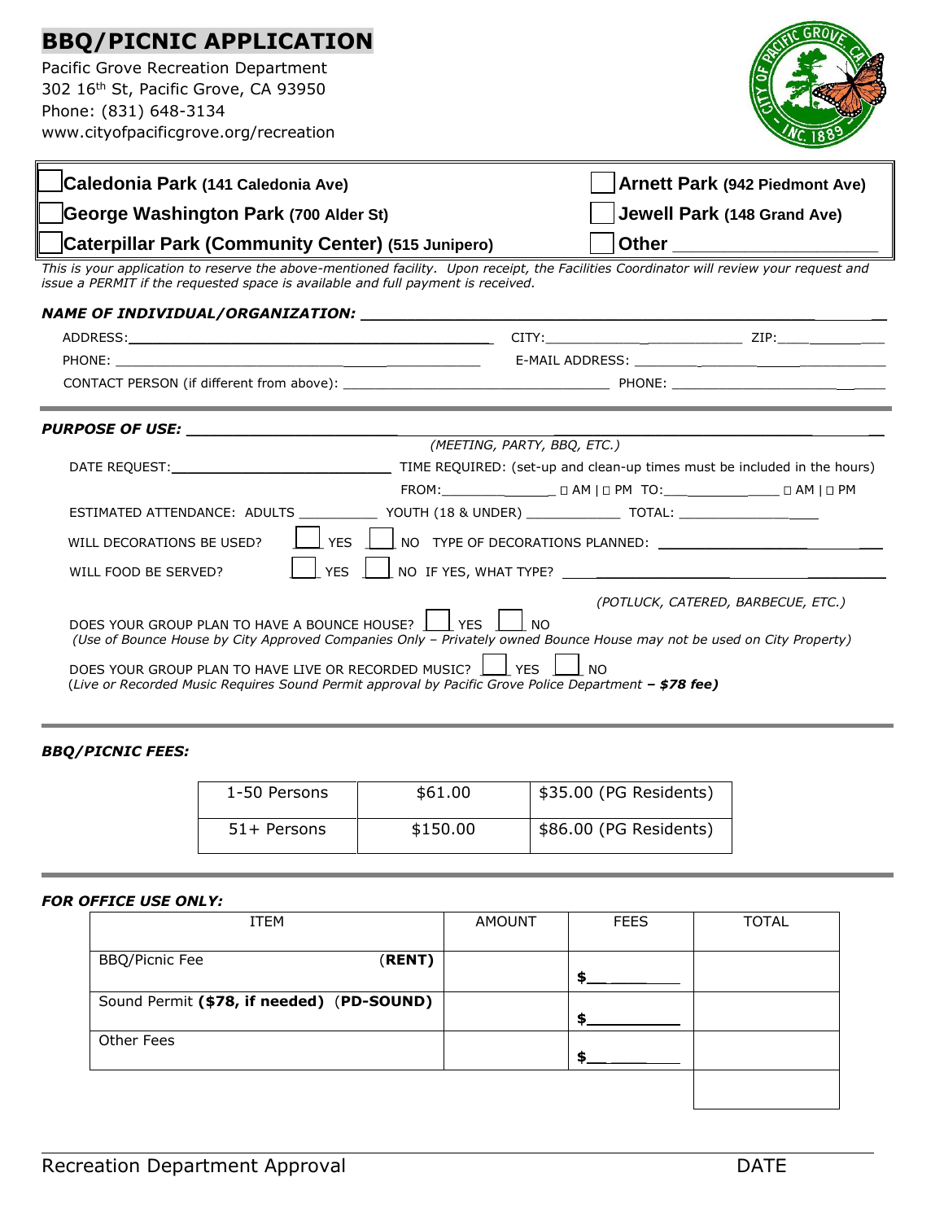# BBQ/PICNIC APPLICATION

Pacific Grove Recreation Department
302 16th St, Pacific Grove, CA 93950
Phone: (831) 648-3134
www.cityofpacificgrove.org/recreation

| | |
|---|---|
| ☐ **Caledonia Park** **(141 Caledonia Ave)** | ☐ **Arnett Park** **(942 Piedmont Ave)** |
| ☐ **George Washington Park** **(700 Alder St)** | ☐ **Jewell Park** **(148 Grand Ave)** |
| ☐ **Caterpillar Park (Community Center)** **(515 Junipero)** | ☐ **Other** ____________________ |

*This is your application to reserve the above-mentioned facility. Upon receipt, the Facilities Coordinator will review your request and issue a PERMIT if the requested space is available and full payment is received.*

***NAME OF INDIVIDUAL/ORGANIZATION:*** ____________________________________________

ADDRESS: ______________________________ CITY: ____________________ ZIP: __________

PHONE: ______________________________ E-MAIL ADDRESS: ______________________________

CONTACT PERSON (if different from above): ______________________________ PHONE: ______________________

---

***PURPOSE OF USE:*** ____________________________________________
*(MEETING, PARTY, BBQ, ETC.)*

DATE REQUEST: ______________________ TIME REQUIRED: (set-up and clean-up times must be included in the hours)

FROM: ______________ ☐ AM | ☐ PM TO: ______________ ☐ AM | ☐ PM

ESTIMATED ATTENDANCE: ADULTS __________ YOUTH (18 & UNDER) ____________ TOTAL: ________________

WILL DECORATIONS BE USED? ☐ YES ☐ NO TYPE OF DECORATIONS PLANNED: ______________________

WILL FOOD BE SERVED? ☐ YES ☐ NO IF YES, WHAT TYPE? ______________________
*(POTLUCK, CATERED, BARBECUE, ETC.)*

DOES YOUR GROUP PLAN TO HAVE A BOUNCE HOUSE? ☐ YES ☐ NO
*(Use of Bounce House by City Approved Companies Only – Privately owned Bounce House may not be used on City Property)*

DOES YOUR GROUP PLAN TO HAVE LIVE OR RECORDED MUSIC? ☐ YES ☐ NO
*(Live or Recorded Music Requires Sound Permit approval by Pacific Grove Police Department* ***– $78 fee)***

---

***BBQ/PICNIC FEES:***

| | | |
|---|---|---|
| 1-50 Persons | $61.00 | $35.00 (PG Residents) |
| 51+ Persons | $150.00 | $86.00 (PG Residents) |

---

***FOR OFFICE USE ONLY:***

| ITEM | AMOUNT | FEES | TOTAL |
|---|---|---|---|
| BBQ/Picnic Fee (**RENT**) | | $________ | |
| Sound Permit **($78, if needed)** (**PD-SOUND**) | | $________ | |
| Other Fees | | $________ | |
| | | | |

Recreation Department Approval DATE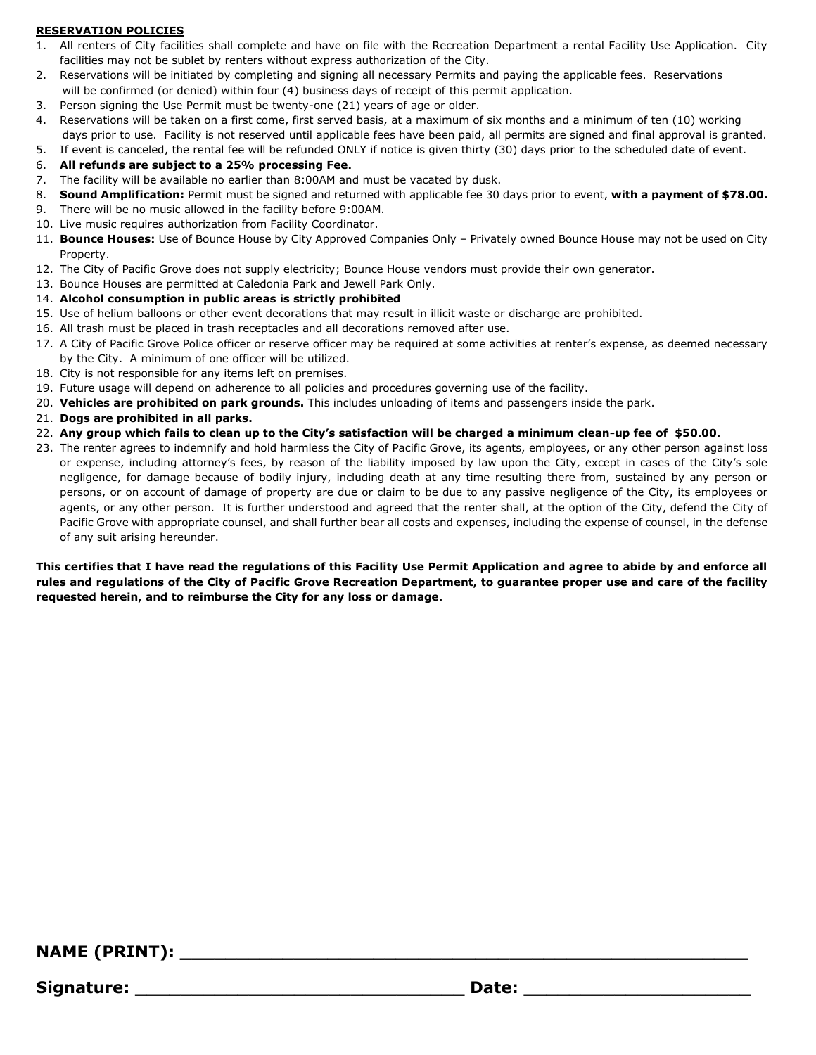**RESERVATION POLICIES**

1. All renters of City facilities shall complete and have on file with the Recreation Department a rental Facility Use Application. City facilities may not be sublet by renters without express authorization of the City.
2. Reservations will be initiated by completing and signing all necessary Permits and paying the applicable fees. Reservations will be confirmed (or denied) within four (4) business days of receipt of this permit application.
3. Person signing the Use Permit must be twenty-one (21) years of age or older.
4. Reservations will be taken on a first come, first served basis, at a maximum of six months and a minimum of ten (10) working days prior to use. Facility is not reserved until applicable fees have been paid, all permits are signed and final approval is granted.
5. If event is canceled, the rental fee will be refunded ONLY if notice is given thirty (30) days prior to the scheduled date of event.
6. **All refunds are subject to a 25% processing Fee.**
7. The facility will be available no earlier than 8:00AM and must be vacated by dusk.
8. **Sound Amplification:** Permit must be signed and returned with applicable fee 30 days prior to event, **with a payment of $78.00.**
9. There will be no music allowed in the facility before 9:00AM.
10. Live music requires authorization from Facility Coordinator.
11. **Bounce Houses:** Use of Bounce House by City Approved Companies Only – Privately owned Bounce House may not be used on City Property.
12. The City of Pacific Grove does not supply electricity; Bounce House vendors must provide their own generator.
13. Bounce Houses are permitted at Caledonia Park and Jewell Park Only.
14. **Alcohol consumption in public areas is strictly prohibited**
15. Use of helium balloons or other event decorations that may result in illicit waste or discharge are prohibited.
16. All trash must be placed in trash receptacles and all decorations removed after use.
17. A City of Pacific Grove Police officer or reserve officer may be required at some activities at renter's expense, as deemed necessary by the City. A minimum of one officer will be utilized.
18. City is not responsible for any items left on premises.
19. Future usage will depend on adherence to all policies and procedures governing use of the facility.
20. **Vehicles are prohibited on park grounds.** This includes unloading of items and passengers inside the park.
21. **Dogs are prohibited in all parks.**
22. **Any group which fails to clean up to the City's satisfaction will be charged a minimum clean-up fee of $50.00.**
23. The renter agrees to indemnify and hold harmless the City of Pacific Grove, its agents, employees, or any other person against loss or expense, including attorney's fees, by reason of the liability imposed by law upon the City, except in cases of the City's sole negligence, for damage because of bodily injury, including death at any time resulting there from, sustained by any person or persons, or on account of damage of property are due or claim to be due to any passive negligence of the City, its employees or agents, or any other person. It is further understood and agreed that the renter shall, at the option of the City, defend the City of Pacific Grove with appropriate counsel, and shall further bear all costs and expenses, including the expense of counsel, in the defense of any suit arising hereunder.

**This certifies that I have read the regulations of this Facility Use Permit Application and agree to abide by and enforce all rules and regulations of the City of Pacific Grove Recreation Department, to guarantee proper use and care of the facility requested herein, and to reimburse the City for any loss or damage.**

**NAME (PRINT):** ______________________________________________

**Signature:** ______________________________ **Date:** ____________________